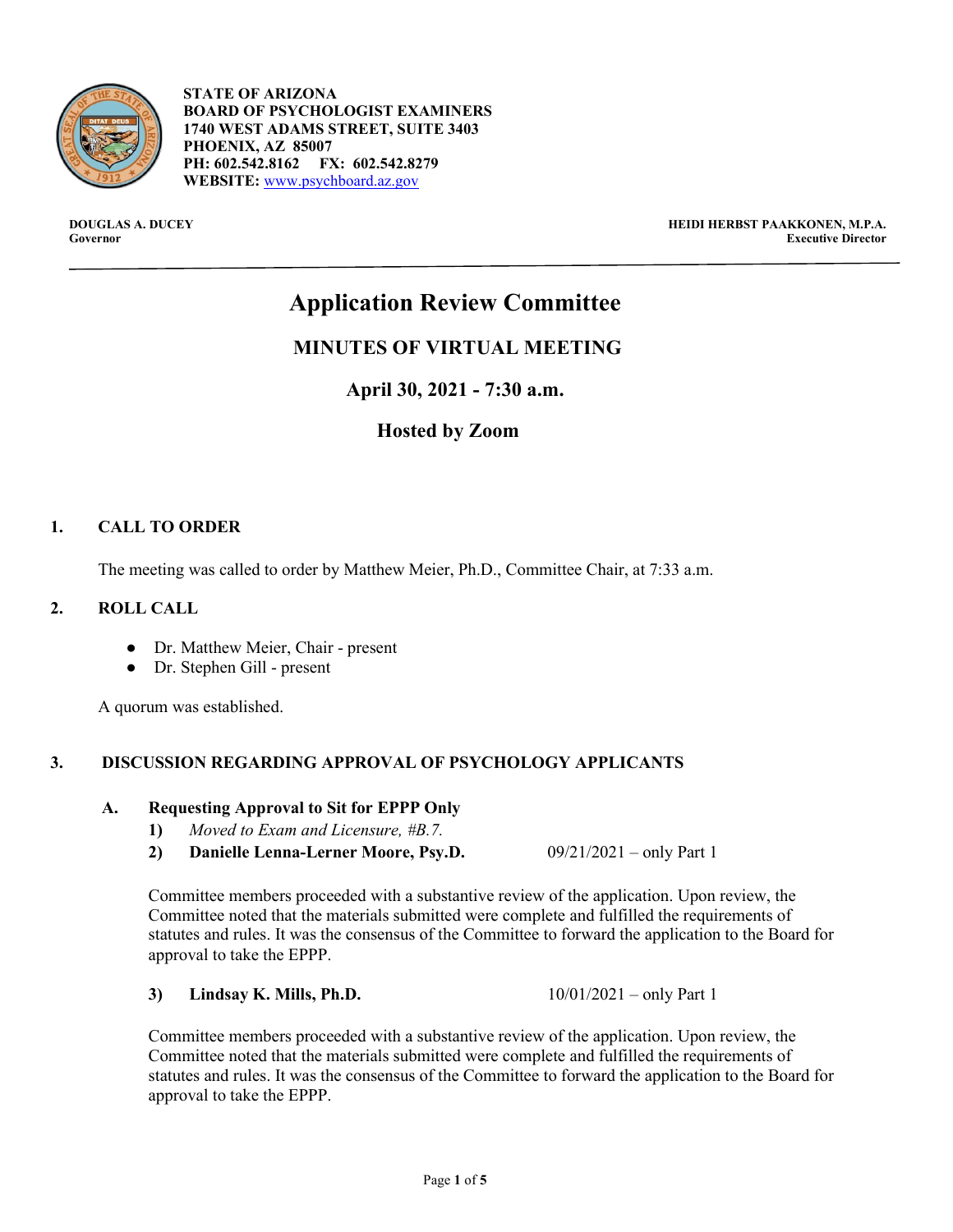**STATE OF ARIZONA**
**BOARD OF PSYCHOLOGIST EXAMINERS**
**1740 WEST ADAMS STREET, SUITE 3403**
**PHOENIX, AZ 85007**
**PH: 602.542.8162 FX: 602.542.8279**
**WEBSITE:** www.psychboard.az.gov

**DOUGLAS A. DUCEY**
**Governor**

**HEIDI HERBST PAAKKONEN, M.P.A.**
**Executive Director**

---

# Application Review Committee

## MINUTES OF VIRTUAL MEETING

## April 30, 2021 - 7:30 a.m.

## Hosted by Zoom

### 1. CALL TO ORDER

The meeting was called to order by Matthew Meier, Ph.D., Committee Chair, at 7:33 a.m.

### 2. ROLL CALL

- Dr. Matthew Meier, Chair - present
- Dr. Stephen Gill - present

A quorum was established.

### 3. DISCUSSION REGARDING APPROVAL OF PSYCHOLOGY APPLICANTS

**A. Requesting Approval to Sit for EPPP Only**

**1)** *Moved to Exam and Licensure, #B.7.*

**2) Danielle Lenna-Lerner Moore, Psy.D.** 09/21/2021 – only Part 1

Committee members proceeded with a substantive review of the application. Upon review, the Committee noted that the materials submitted were complete and fulfilled the requirements of statutes and rules. It was the consensus of the Committee to forward the application to the Board for approval to take the EPPP.

**3) Lindsay K. Mills, Ph.D.** 10/01/2021 – only Part 1

Committee members proceeded with a substantive review of the application. Upon review, the Committee noted that the materials submitted were complete and fulfilled the requirements of statutes and rules. It was the consensus of the Committee to forward the application to the Board for approval to take the EPPP.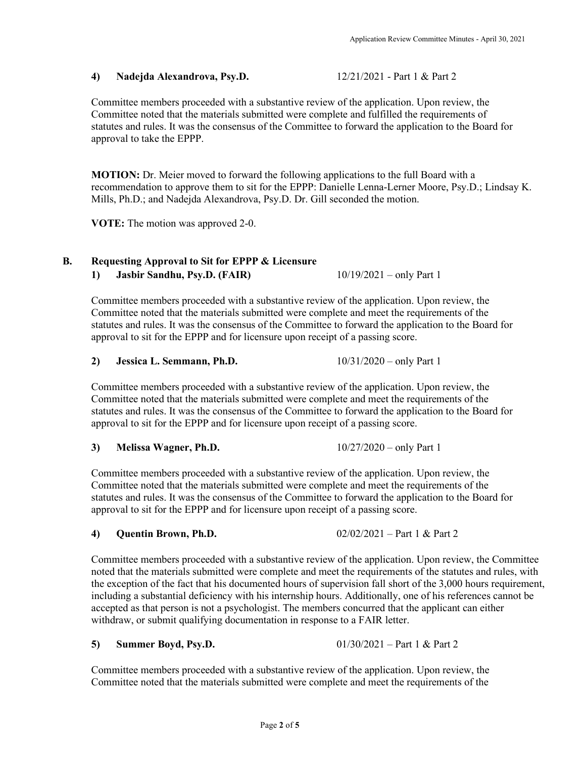**4) Nadejda Alexandrova, Psy.D.** 12/21/2021 - Part 1 & Part 2

Committee members proceeded with a substantive review of the application. Upon review, the Committee noted that the materials submitted were complete and fulfilled the requirements of statutes and rules. It was the consensus of the Committee to forward the application to the Board for approval to take the EPPP.

**MOTION:** Dr. Meier moved to forward the following applications to the full Board with a recommendation to approve them to sit for the EPPP: Danielle Lenna-Lerner Moore, Psy.D.; Lindsay K. Mills, Ph.D.; and Nadejda Alexandrova, Psy.D. Dr. Gill seconded the motion.

**VOTE:** The motion was approved 2-0.

## B. Requesting Approval to Sit for EPPP & Licensure

**1) Jasbir Sandhu, Psy.D. (FAIR)** 10/19/2021 – only Part 1

Committee members proceeded with a substantive review of the application. Upon review, the Committee noted that the materials submitted were complete and meet the requirements of the statutes and rules. It was the consensus of the Committee to forward the application to the Board for approval to sit for the EPPP and for licensure upon receipt of a passing score.

**2) Jessica L. Semmann, Ph.D.** 10/31/2020 – only Part 1

Committee members proceeded with a substantive review of the application. Upon review, the Committee noted that the materials submitted were complete and meet the requirements of the statutes and rules. It was the consensus of the Committee to forward the application to the Board for approval to sit for the EPPP and for licensure upon receipt of a passing score.

**3) Melissa Wagner, Ph.D.** 10/27/2020 – only Part 1

Committee members proceeded with a substantive review of the application. Upon review, the Committee noted that the materials submitted were complete and meet the requirements of the statutes and rules. It was the consensus of the Committee to forward the application to the Board for approval to sit for the EPPP and for licensure upon receipt of a passing score.

**4) Quentin Brown, Ph.D.** 02/02/2021 – Part 1 & Part 2

Committee members proceeded with a substantive review of the application. Upon review, the Committee noted that the materials submitted were complete and meet the requirements of the statutes and rules, with the exception of the fact that his documented hours of supervision fall short of the 3,000 hours requirement, including a substantial deficiency with his internship hours. Additionally, one of his references cannot be accepted as that person is not a psychologist. The members concurred that the applicant can either withdraw, or submit qualifying documentation in response to a FAIR letter.

**5) Summer Boyd, Psy.D.** 01/30/2021 – Part 1 & Part 2

Committee members proceeded with a substantive review of the application. Upon review, the Committee noted that the materials submitted were complete and meet the requirements of the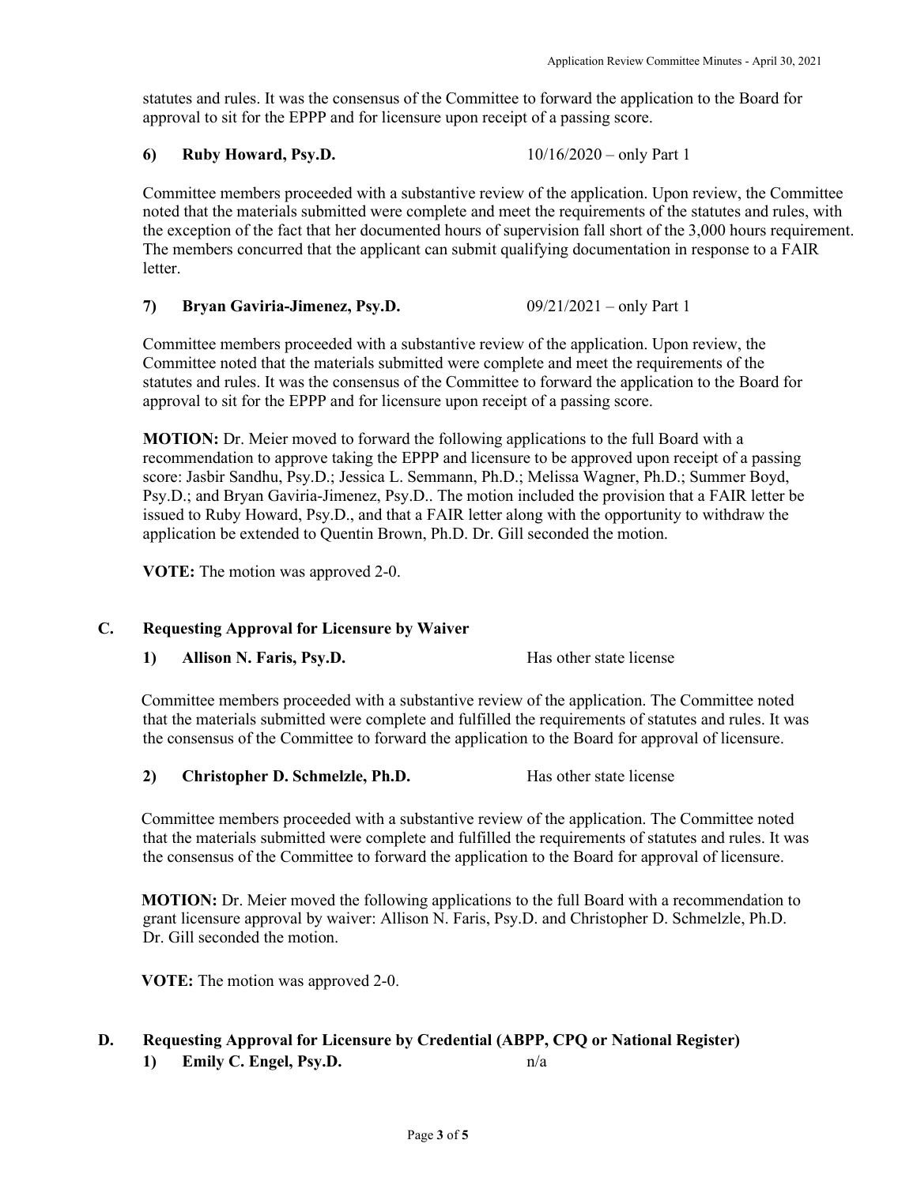statutes and rules. It was the consensus of the Committee to forward the application to the Board for approval to sit for the EPPP and for licensure upon receipt of a passing score.

**6) Ruby Howard, Psy.D.** 10/16/2020 – only Part 1

Committee members proceeded with a substantive review of the application. Upon review, the Committee noted that the materials submitted were complete and meet the requirements of the statutes and rules, with the exception of the fact that her documented hours of supervision fall short of the 3,000 hours requirement. The members concurred that the applicant can submit qualifying documentation in response to a FAIR letter.

**7) Bryan Gaviria-Jimenez, Psy.D.** 09/21/2021 – only Part 1

Committee members proceeded with a substantive review of the application. Upon review, the Committee noted that the materials submitted were complete and meet the requirements of the statutes and rules. It was the consensus of the Committee to forward the application to the Board for approval to sit for the EPPP and for licensure upon receipt of a passing score.

**MOTION:** Dr. Meier moved to forward the following applications to the full Board with a recommendation to approve taking the EPPP and licensure to be approved upon receipt of a passing score: Jasbir Sandhu, Psy.D.; Jessica L. Semmann, Ph.D.; Melissa Wagner, Ph.D.; Summer Boyd, Psy.D.; and Bryan Gaviria-Jimenez, Psy.D.. The motion included the provision that a FAIR letter be issued to Ruby Howard, Psy.D., and that a FAIR letter along with the opportunity to withdraw the application be extended to Quentin Brown, Ph.D. Dr. Gill seconded the motion.

**VOTE:** The motion was approved 2-0.

## C. Requesting Approval for Licensure by Waiver

**1) Allison N. Faris, Psy.D.** Has other state license

Committee members proceeded with a substantive review of the application. The Committee noted that the materials submitted were complete and fulfilled the requirements of statutes and rules. It was the consensus of the Committee to forward the application to the Board for approval of licensure.

**2) Christopher D. Schmelzle, Ph.D.** Has other state license

Committee members proceeded with a substantive review of the application. The Committee noted that the materials submitted were complete and fulfilled the requirements of statutes and rules. It was the consensus of the Committee to forward the application to the Board for approval of licensure.

**MOTION:** Dr. Meier moved the following applications to the full Board with a recommendation to grant licensure approval by waiver: Allison N. Faris, Psy.D. and Christopher D. Schmelzle, Ph.D. Dr. Gill seconded the motion.

**VOTE:** The motion was approved 2-0.

## D. Requesting Approval for Licensure by Credential (ABPP, CPQ or National Register)

**1) Emily C. Engel, Psy.D.** n/a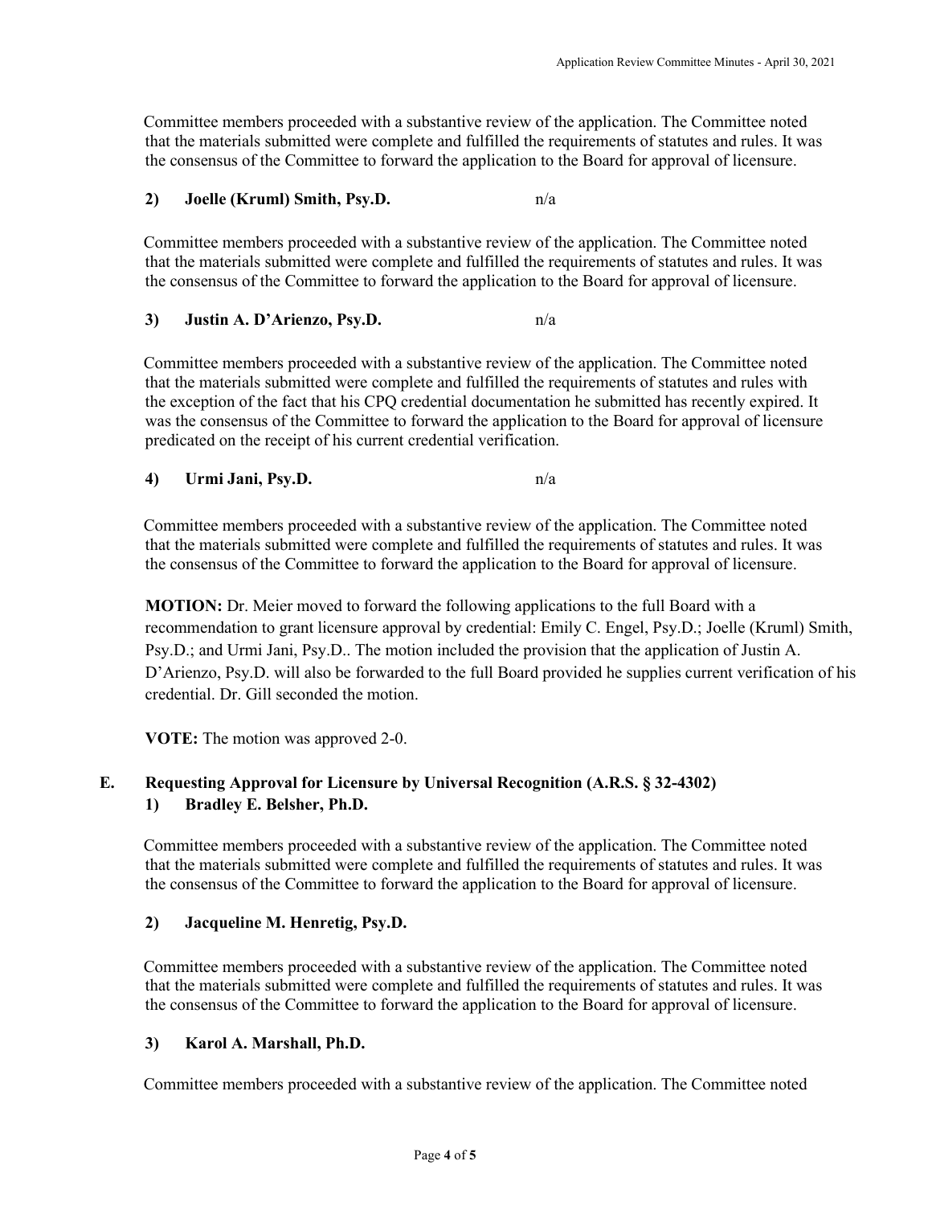Committee members proceeded with a substantive review of the application. The Committee noted that the materials submitted were complete and fulfilled the requirements of statutes and rules. It was the consensus of the Committee to forward the application to the Board for approval of licensure.

**2) Joelle (Kruml) Smith, Psy.D.** n/a

Committee members proceeded with a substantive review of the application. The Committee noted that the materials submitted were complete and fulfilled the requirements of statutes and rules. It was the consensus of the Committee to forward the application to the Board for approval of licensure.

**3) Justin A. D'Arienzo, Psy.D.** n/a

Committee members proceeded with a substantive review of the application. The Committee noted that the materials submitted were complete and fulfilled the requirements of statutes and rules with the exception of the fact that his CPQ credential documentation he submitted has recently expired. It was the consensus of the Committee to forward the application to the Board for approval of licensure predicated on the receipt of his current credential verification.

**4) Urmi Jani, Psy.D.** n/a

Committee members proceeded with a substantive review of the application. The Committee noted that the materials submitted were complete and fulfilled the requirements of statutes and rules. It was the consensus of the Committee to forward the application to the Board for approval of licensure.

**MOTION:** Dr. Meier moved to forward the following applications to the full Board with a recommendation to grant licensure approval by credential: Emily C. Engel, Psy.D.; Joelle (Kruml) Smith, Psy.D.; and Urmi Jani, Psy.D.. The motion included the provision that the application of Justin A. D'Arienzo, Psy.D. will also be forwarded to the full Board provided he supplies current verification of his credential. Dr. Gill seconded the motion.

**VOTE:** The motion was approved 2-0.

## E. Requesting Approval for Licensure by Universal Recognition (A.R.S. § 32-4302)

**1) Bradley E. Belsher, Ph.D.**

Committee members proceeded with a substantive review of the application. The Committee noted that the materials submitted were complete and fulfilled the requirements of statutes and rules. It was the consensus of the Committee to forward the application to the Board for approval of licensure.

**2) Jacqueline M. Henretig, Psy.D.**

Committee members proceeded with a substantive review of the application. The Committee noted that the materials submitted were complete and fulfilled the requirements of statutes and rules. It was the consensus of the Committee to forward the application to the Board for approval of licensure.

**3) Karol A. Marshall, Ph.D.**

Committee members proceeded with a substantive review of the application. The Committee noted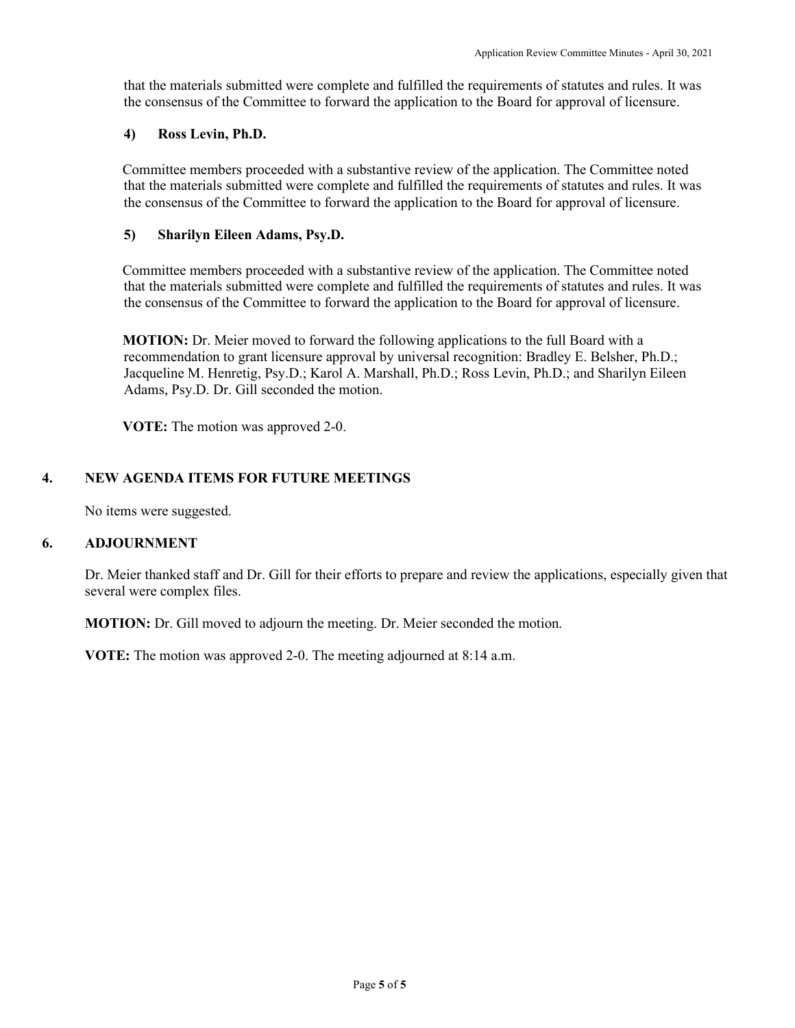that the materials submitted were complete and fulfilled the requirements of statutes and rules. It was the consensus of the Committee to forward the application to the Board for approval of licensure.

**4) Ross Levin, Ph.D.**

Committee members proceeded with a substantive review of the application. The Committee noted that the materials submitted were complete and fulfilled the requirements of statutes and rules. It was the consensus of the Committee to forward the application to the Board for approval of licensure.

**5) Sharilyn Eileen Adams, Psy.D.**

Committee members proceeded with a substantive review of the application. The Committee noted that the materials submitted were complete and fulfilled the requirements of statutes and rules. It was the consensus of the Committee to forward the application to the Board for approval of licensure.

**MOTION:** Dr. Meier moved to forward the following applications to the full Board with a recommendation to grant licensure approval by universal recognition: Bradley E. Belsher, Ph.D.; Jacqueline M. Henretig, Psy.D.; Karol A. Marshall, Ph.D.; Ross Levin, Ph.D.; and Sharilyn Eileen Adams, Psy.D. Dr. Gill seconded the motion.

**VOTE:** The motion was approved 2-0.

## 4. NEW AGENDA ITEMS FOR FUTURE MEETINGS

No items were suggested.

## 6. ADJOURNMENT

Dr. Meier thanked staff and Dr. Gill for their efforts to prepare and review the applications, especially given that several were complex files.

**MOTION:** Dr. Gill moved to adjourn the meeting. Dr. Meier seconded the motion.

**VOTE:** The motion was approved 2-0. The meeting adjourned at 8:14 a.m.